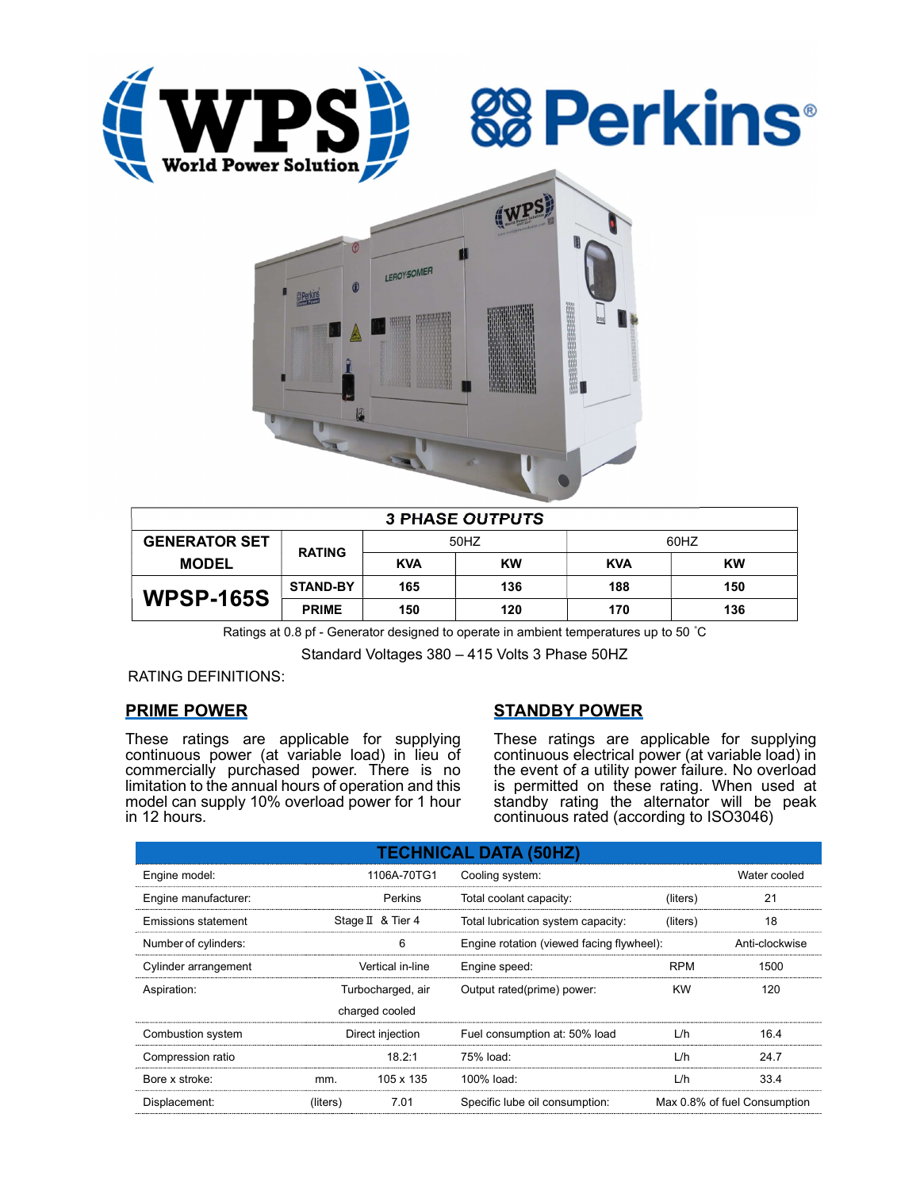| 3 PHASE OUTPUTS | | | | | |
|---|---|---|---|---|---|
| GENERATOR SET MODEL | RATING | 50HZ | | 60HZ | |
| | | KVA | KW | KVA | KW |
| WPSP-165S | STAND-BY | 165 | 136 | 188 | 150 |
| | PRIME | 150 | 120 | 170 | 136 |

Ratings at 0.8 pf - Generator designed to operate in ambient temperatures up to 50 ˚C

Standard Voltages 380 – 415 Volts 3 Phase 50HZ

RATING DEFINITIONS:

## PRIME POWER

These ratings are applicable for supplying continuous power (at variable load) in lieu of commercially purchased power. There is no limitation to the annual hours of operation and this model can supply 10% overload power for 1 hour in 12 hours.

## STANDBY POWER

These ratings are applicable for supplying continuous electrical power (at variable load) in the event of a utility power failure. No overload is permitted on these rating. When used at standby rating the alternator will be peak continuous rated (according to ISO3046)

| TECHNICAL DATA (50HZ) | | | | | |
|---|---|---|---|---|---|
| Engine model: | | 1106A-70TG1 | Cooling system: | | Water cooled |
| Engine manufacturer: | | Perkins | Total coolant capacity: | (liters) | 21 |
| Emissions statement | | Stage Ⅱ & Tier 4 | Total lubrication system capacity: | (liters) | 18 |
| Number of cylinders: | | 6 | Engine rotation (viewed facing flywheel): | | Anti-clockwise |
| Cylinder arrangement | | Vertical in-line | Engine speed: | RPM | 1500 |
| Aspiration: | | Turbocharged, air charged cooled | Output rated(prime) power: | KW | 120 |
| Combustion system | | Direct injection | Fuel consumption at: 50% load | L/h | 16.4 |
| Compression ratio | | 18.2:1 | 75% load: | L/h | 24.7 |
| Bore x stroke: | mm. | 105 x 135 | 100% load: | L/h | 33.4 |
| Displacement: | (liters) | 7.01 | Specific lube oil consumption: | | Max 0.8% of fuel Consumption |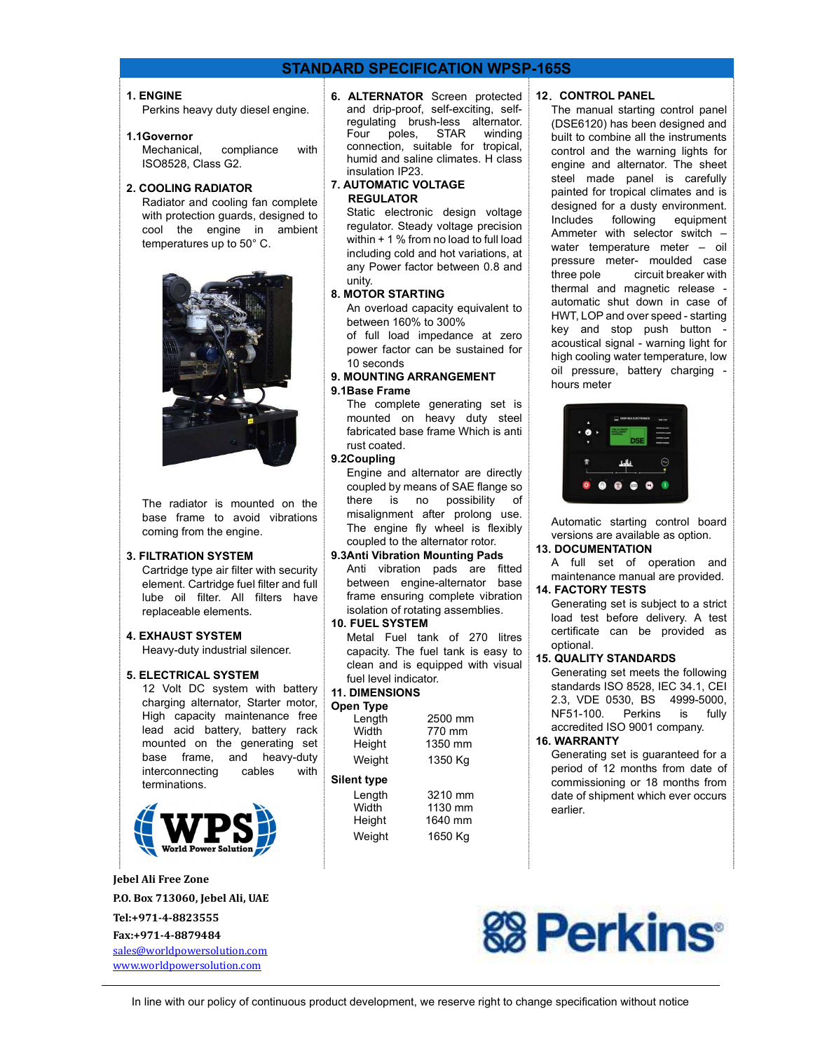# STANDARD SPECIFICATION WPSP-165S

## 1. ENGINE

Perkins heavy duty diesel engine.

### 1.1Governor

Mechanical, compliance with ISO8528, Class G2.

## 2. COOLING RADIATOR

Radiator and cooling fan complete with protection guards, designed to cool the engine in ambient temperatures up to 50° C.

The radiator is mounted on the base frame to avoid vibrations coming from the engine.

## 3. FILTRATION SYSTEM

Cartridge type air filter with security element. Cartridge fuel filter and full lube oil filter. All filters have replaceable elements.

## 4. EXHAUST SYSTEM

Heavy-duty industrial silencer.

## 5. ELECTRICAL SYSTEM

12 Volt DC system with battery charging alternator, Starter motor, High capacity maintenance free lead acid battery, battery rack mounted on the generating set base frame, and heavy-duty interconnecting cables with terminations.

## 6. ALTERNATOR

Screen protected and drip-proof, self-exciting, self-regulating brush-less alternator. Four poles, STAR winding connection, suitable for tropical, humid and saline climates. H class insulation IP23.

## 7. AUTOMATIC VOLTAGE REGULATOR

Static electronic design voltage regulator. Steady voltage precision within + 1 % from no load to full load including cold and hot variations, at any Power factor between 0.8 and unity.

## 8. MOTOR STARTING

An overload capacity equivalent to between 160% to 300% of full load impedance at zero power factor can be sustained for 10 seconds

## 9. MOUNTING ARRANGEMENT

### 9.1Base Frame

The complete generating set is mounted on heavy duty steel fabricated base frame Which is anti rust coated.

### 9.2Coupling

Engine and alternator are directly coupled by means of SAE flange so there is no possibility of misalignment after prolong use. The engine fly wheel is flexibly coupled to the alternator rotor.

### 9.3Anti Vibration Mounting Pads

Anti vibration pads are fitted between engine-alternator base frame ensuring complete vibration isolation of rotating assemblies.

## 10. FUEL SYSTEM

Metal Fuel tank of 270 litres capacity. The fuel tank is easy to clean and is equipped with visual fuel level indicator.

## 11. DIMENSIONS

**Open Type**

| | |
|---|---|
| Length | 2500 mm |
| Width | 770 mm |
| Height | 1350 mm |
| Weight | 1350 Kg |

**Silent type**

| | |
|---|---|
| Length | 3210 mm |
| Width | 1130 mm |
| Height | 1640 mm |
| Weight | 1650 Kg |

## 12. CONTROL PANEL

The manual starting control panel (DSE6120) has been designed and built to combine all the instruments control and the warning lights for engine and alternator. The sheet steel made panel is carefully painted for tropical climates and is designed for a dusty environment. Includes following equipment Ammeter with selector switch – water temperature meter – oil pressure meter- moulded case three pole circuit breaker with thermal and magnetic release - automatic shut down in case of HWT, LOP and over speed - starting key and stop push button - acoustical signal - warning light for high cooling water temperature, low oil pressure, battery charging - hours meter

Automatic starting control board versions are available as option.

## 13. DOCUMENTATION

A full set of operation and maintenance manual are provided.

## 14. FACTORY TESTS

Generating set is subject to a strict load test before delivery. A test certificate can be provided as optional.

## 15. QUALITY STANDARDS

Generating set meets the following standards ISO 8528, IEC 34.1, CEI 2.3, VDE 0530, BS 4999-5000, NF51-100. Perkins is fully accredited ISO 9001 company.

## 16. WARRANTY

Generating set is guaranteed for a period of 12 months from date of commissioning or 18 months from date of shipment which ever occurs earlier.

WPS World Power Solution

**Jebel Ali Free Zone**
**P.O. Box 713060, Jebel Ali, UAE**
**Tel:+971-4-8823555**
**Fax:+971-4-8879484**
sales@worldpowersolution.com
www.worldpowersolution.com

Perkins

In line with our policy of continuous product development, we reserve right to change specification without notice